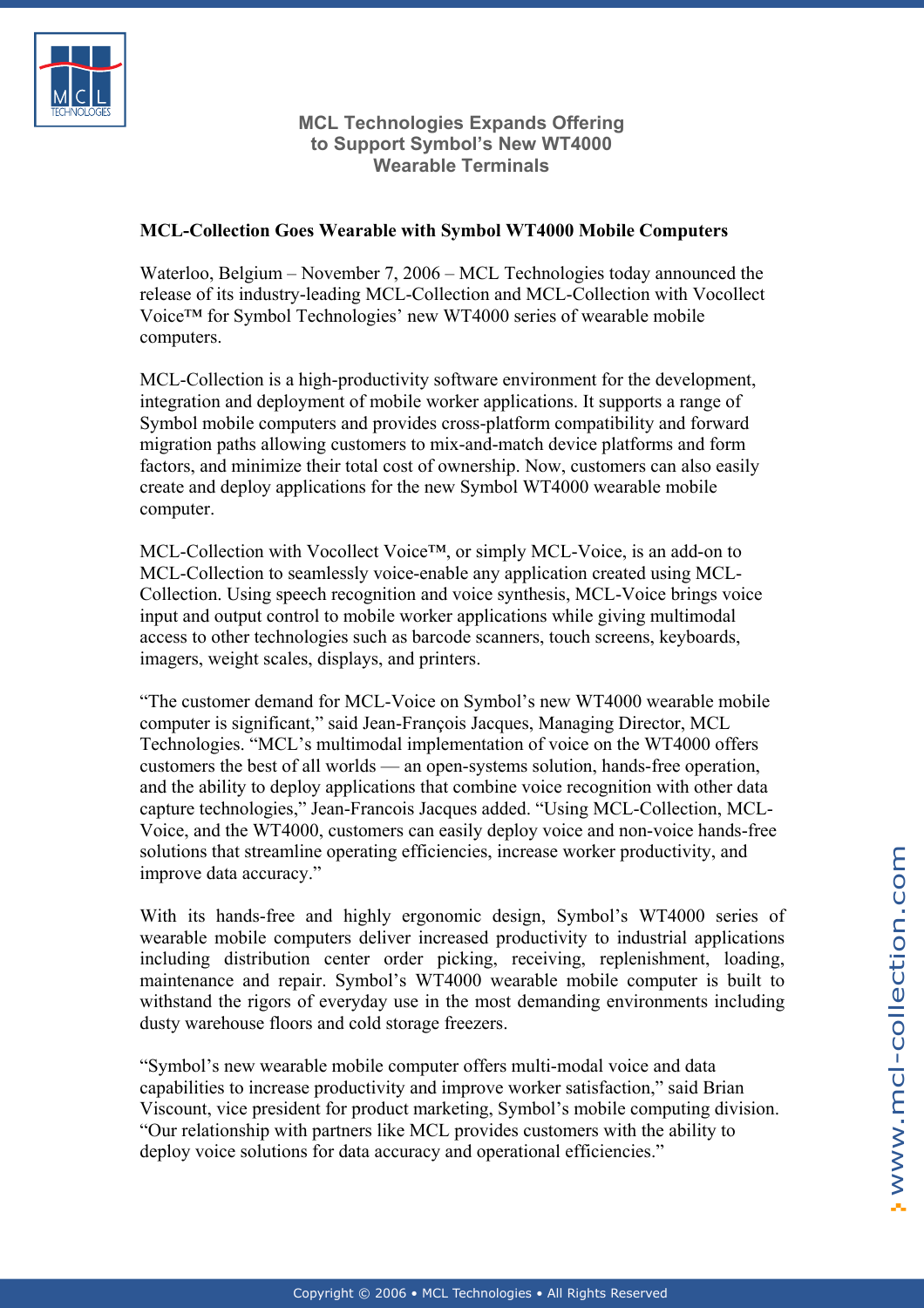# MCL Technologies Expands Offering to Support Symbol's New WT4000 Wearable Terminals

## MCL-Collection Goes Wearable with Symbol WT4000 Mobile Computers

Waterloo, Belgium – November 7, 2006 – MCL Technologies today announced the release of its industry-leading MCL-Collection and MCL-Collection with Vocollect Voice™ for Symbol Technologies' new WT4000 series of wearable mobile computers.

MCL-Collection is a high-productivity software environment for the development, integration and deployment of mobile worker applications. It supports a range of Symbol mobile computers and provides cross-platform compatibility and forward migration paths allowing customers to mix-and-match device platforms and form factors, and minimize their total cost of ownership. Now, customers can also easily create and deploy applications for the new Symbol WT4000 wearable mobile computer.

MCL-Collection with Vocollect Voice™, or simply MCL-Voice, is an add-on to MCL-Collection to seamlessly voice-enable any application created using MCL-Collection. Using speech recognition and voice synthesis, MCL-Voice brings voice input and output control to mobile worker applications while giving multimodal access to other technologies such as barcode scanners, touch screens, keyboards, imagers, weight scales, displays, and printers.

"The customer demand for MCL-Voice on Symbol's new WT4000 wearable mobile computer is significant," said Jean-François Jacques, Managing Director, MCL Technologies. "MCL's multimodal implementation of voice on the WT4000 offers customers the best of all worlds — an open-systems solution, hands-free operation, and the ability to deploy applications that combine voice recognition with other data capture technologies," Jean-Francois Jacques added. "Using MCL-Collection, MCL-Voice, and the WT4000, customers can easily deploy voice and non-voice hands-free solutions that streamline operating efficiencies, increase worker productivity, and improve data accuracy."

With its hands-free and highly ergonomic design, Symbol's WT4000 series of wearable mobile computers deliver increased productivity to industrial applications including distribution center order picking, receiving, replenishment, loading, maintenance and repair. Symbol's WT4000 wearable mobile computer is built to withstand the rigors of everyday use in the most demanding environments including dusty warehouse floors and cold storage freezers.

"Symbol's new wearable mobile computer offers multi-modal voice and data capabilities to increase productivity and improve worker satisfaction," said Brian Viscount, vice president for product marketing, Symbol's mobile computing division. "Our relationship with partners like MCL provides customers with the ability to deploy voice solutions for data accuracy and operational efficiencies."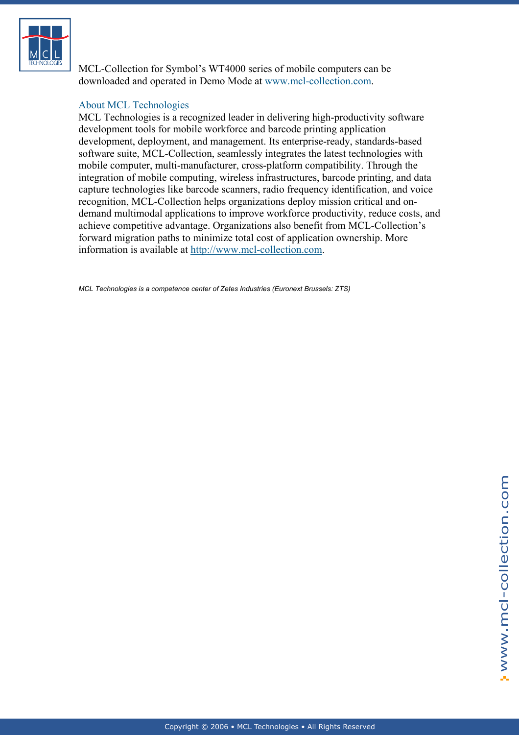MCL-Collection for Symbol's WT4000 series of mobile computers can be downloaded and operated in Demo Mode at www.mcl-collection.com.

## About MCL Technologies

MCL Technologies is a recognized leader in delivering high-productivity software development tools for mobile workforce and barcode printing application development, deployment, and management. Its enterprise-ready, standards-based software suite, MCL-Collection, seamlessly integrates the latest technologies with mobile computer, multi-manufacturer, cross-platform compatibility. Through the integration of mobile computing, wireless infrastructures, barcode printing, and data capture technologies like barcode scanners, radio frequency identification, and voice recognition, MCL-Collection helps organizations deploy mission critical and on-demand multimodal applications to improve workforce productivity, reduce costs, and achieve competitive advantage. Organizations also benefit from MCL-Collection's forward migration paths to minimize total cost of application ownership. More information is available at http://www.mcl-collection.com.

*MCL Technologies is a competence center of Zetes Industries (Euronext Brussels: ZTS)*